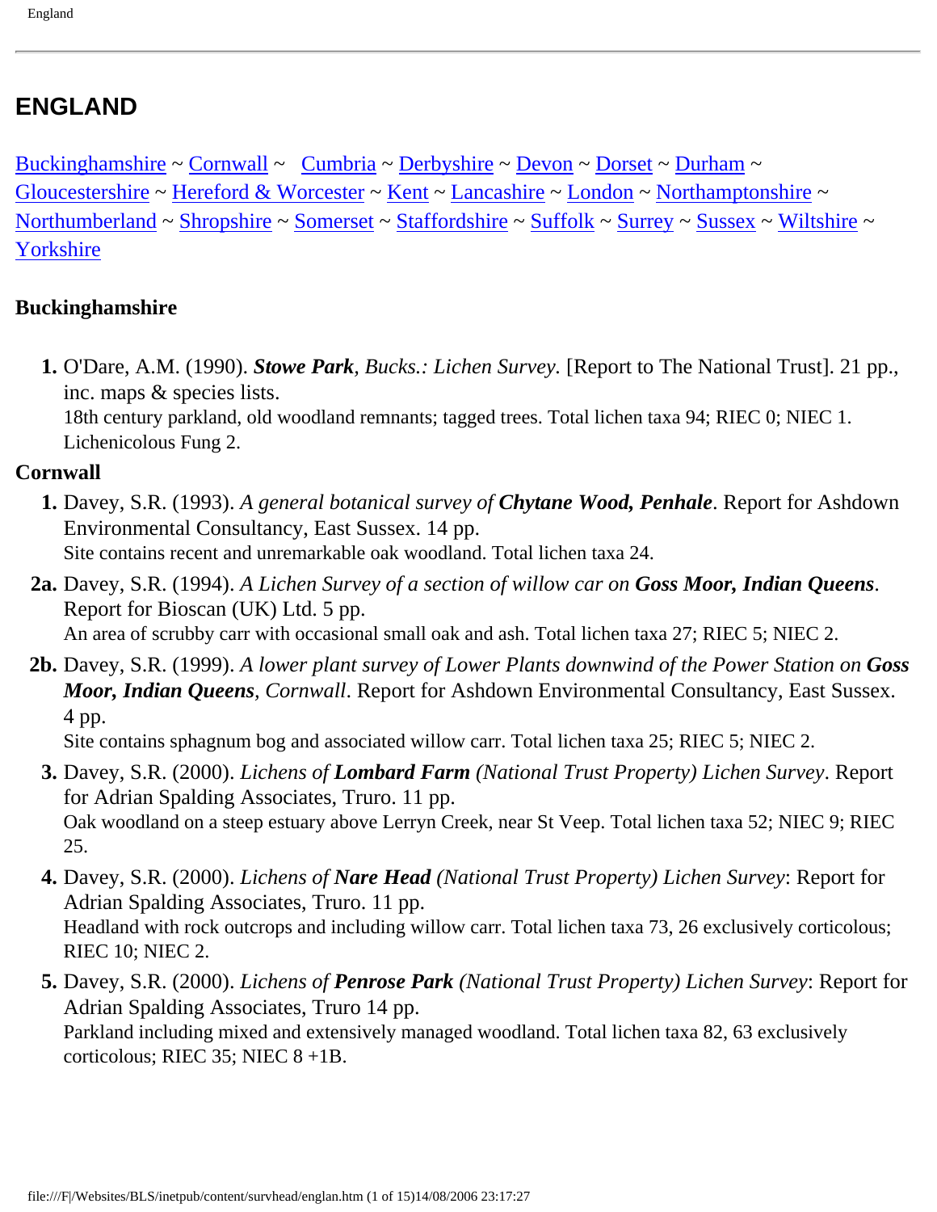# ENGLAND

[Buckinghamshire] ~ [Cornwall] ~ [Cumbria] ~ [Derbyshire] ~ [Devon] ~ [Dorset] ~ [Durham] ~ [Gloucestershire] ~ [Hereford & Worcester] ~ [Kent] ~ [Lancashire] ~ [London] ~ [Northamptonshire] ~ [Northumberland] ~ [Shropshire] ~ [Somerset] ~ [Staffordshire] ~ [Suffolk] ~ [Surrey] ~ [Sussex] ~ [Wiltshire] ~ [Yorkshire]

### Buckinghamshire

1. O'Dare, A.M. (1990). ***Stowe Park**, Bucks.: Lichen Survey.* [Report to The National Trust]. 21 pp., inc. maps & species lists.
   18th century parkland, old woodland remnants; tagged trees. Total lichen taxa 94; RIEC 0; NIEC 1. Lichenicolous Fung 2.

### Cornwall

1. Davey, S.R. (1993). *A general botanical survey of **Chytane Wood, Penhale***. Report for Ashdown Environmental Consultancy, East Sussex. 14 pp.
   Site contains recent and unremarkable oak woodland. Total lichen taxa 24.

**2a.** Davey, S.R. (1994). *A Lichen Survey of a section of willow car on **Goss Moor, Indian Queens***. Report for Bioscan (UK) Ltd. 5 pp.
An area of scrubby carr with occasional small oak and ash. Total lichen taxa 27; RIEC 5; NIEC 2.

**2b.** Davey, S.R. (1999). *A lower plant survey of Lower Plants downwind of the Power Station on **Goss Moor, Indian Queens**, Cornwall*. Report for Ashdown Environmental Consultancy, East Sussex. 4 pp.
Site contains sphagnum bog and associated willow carr. Total lichen taxa 25; RIEC 5; NIEC 2.

3. Davey, S.R. (2000). *Lichens of **Lombard Farm** (National Trust Property) Lichen Survey*. Report for Adrian Spalding Associates, Truro. 11 pp.
   Oak woodland on a steep estuary above Lerryn Creek, near St Veep. Total lichen taxa 52; NIEC 9; RIEC 25.

4. Davey, S.R. (2000). *Lichens of **Nare Head** (National Trust Property) Lichen Survey*: Report for Adrian Spalding Associates, Truro. 11 pp.
   Headland with rock outcrops and including willow carr. Total lichen taxa 73, 26 exclusively corticolous; RIEC 10; NIEC 2.

5. Davey, S.R. (2000). *Lichens of **Penrose Park** (National Trust Property) Lichen Survey*: Report for Adrian Spalding Associates, Truro 14 pp.
   Parkland including mixed and extensively managed woodland. Total lichen taxa 82, 63 exclusively corticolous; RIEC 35; NIEC 8 +1B.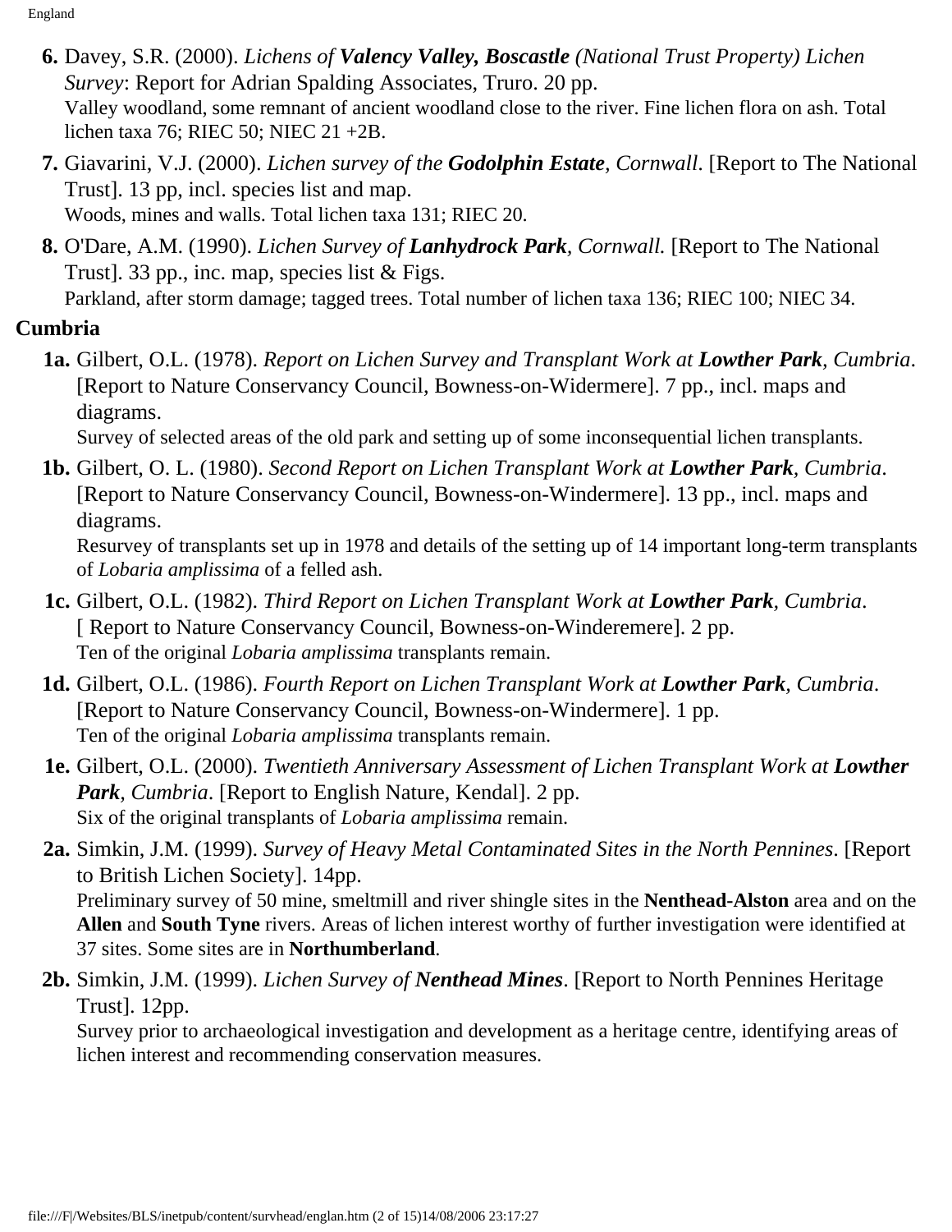**6.** Davey, S.R. (2000). *Lichens of **Valency Valley, Boscastle** (National Trust Property) Lichen Survey*: Report for Adrian Spalding Associates, Truro. 20 pp.
Valley woodland, some remnant of ancient woodland close to the river. Fine lichen flora on ash. Total lichen taxa 76; RIEC 50; NIEC 21 +2B.

**7.** Giavarini, V.J. (2000). *Lichen survey of the **Godolphin Estate**, Cornwall*. [Report to The National Trust]. 13 pp, incl. species list and map.
Woods, mines and walls. Total lichen taxa 131; RIEC 20.

**8.** O'Dare, A.M. (1990). *Lichen Survey of **Lanhydrock Park**, Cornwall.* [Report to The National Trust]. 33 pp., inc. map, species list & Figs.
Parkland, after storm damage; tagged trees. Total number of lichen taxa 136; RIEC 100; NIEC 34.

**Cumbria**

**1a.** Gilbert, O.L. (1978). *Report on Lichen Survey and Transplant Work at **Lowther Park**, Cumbria*. [Report to Nature Conservancy Council, Bowness-on-Widermere]. 7 pp., incl. maps and diagrams.
Survey of selected areas of the old park and setting up of some inconsequential lichen transplants.

**1b.** Gilbert, O. L. (1980). *Second Report on Lichen Transplant Work at **Lowther Park**, Cumbria*. [Report to Nature Conservancy Council, Bowness-on-Windermere]. 13 pp., incl. maps and diagrams.
Resurvey of transplants set up in 1978 and details of the setting up of 14 important long-term transplants of *Lobaria amplissima* of a felled ash.

**1c.** Gilbert, O.L. (1982). *Third Report on Lichen Transplant Work at **Lowther Park**, Cumbria*. [ Report to Nature Conservancy Council, Bowness-on-Winderemere]. 2 pp.
Ten of the original *Lobaria amplissima* transplants remain.

**1d.** Gilbert, O.L. (1986). *Fourth Report on Lichen Transplant Work at **Lowther Park**, Cumbria*. [Report to Nature Conservancy Council, Bowness-on-Windermere]. 1 pp.
Ten of the original *Lobaria amplissima* transplants remain.

**1e.** Gilbert, O.L. (2000). *Twentieth Anniversary Assessment of Lichen Transplant Work at **Lowther Park**, Cumbria*. [Report to English Nature, Kendal]. 2 pp.
Six of the original transplants of *Lobaria amplissima* remain.

**2a.** Simkin, J.M. (1999). *Survey of Heavy Metal Contaminated Sites in the North Pennines*. [Report to British Lichen Society]. 14pp.
Preliminary survey of 50 mine, smeltmill and river shingle sites in the **Nenthead-Alston** area and on the **Allen** and **South Tyne** rivers. Areas of lichen interest worthy of further investigation were identified at 37 sites. Some sites are in **Northumberland**.

**2b.** Simkin, J.M. (1999). *Lichen Survey of **Nenthead Mines***. [Report to North Pennines Heritage Trust]. 12pp.
Survey prior to archaeological investigation and development as a heritage centre, identifying areas of lichen interest and recommending conservation measures.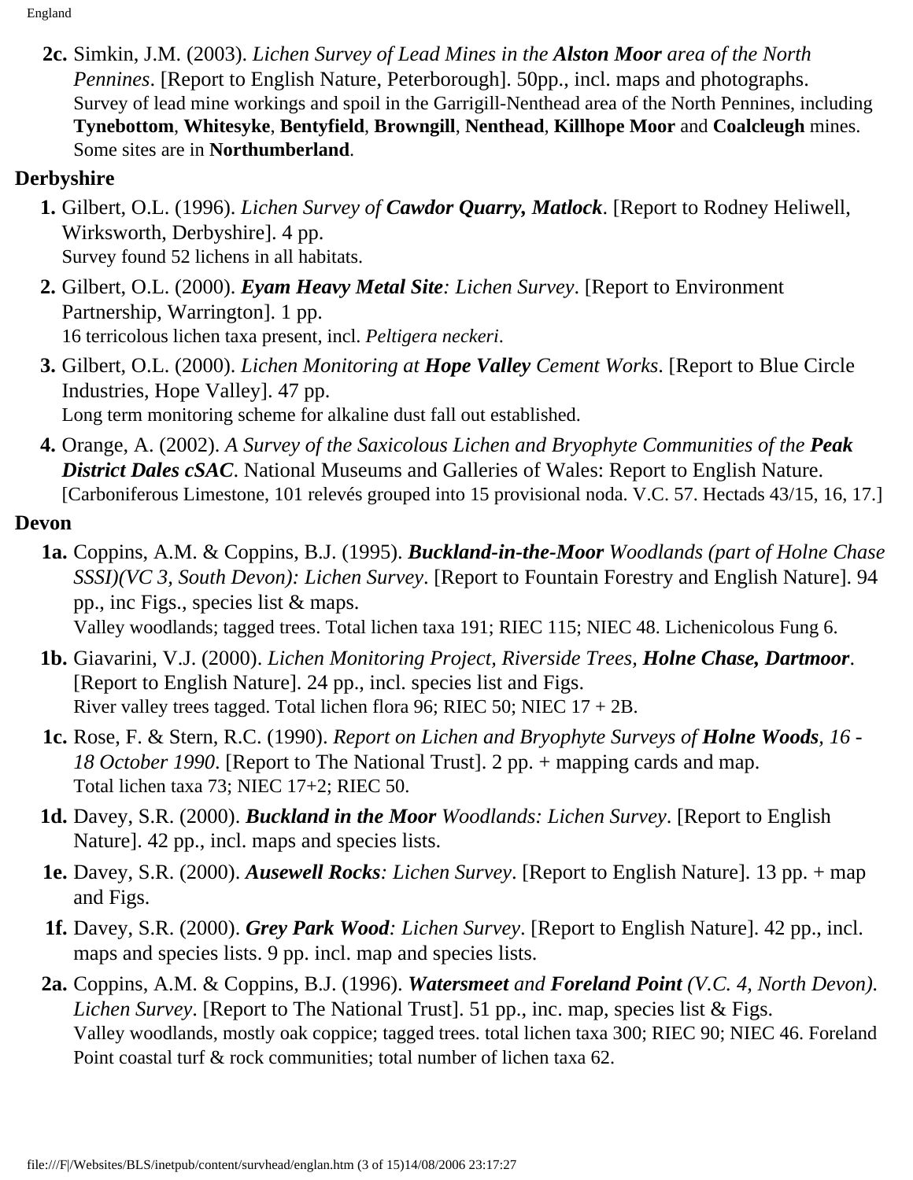**2c.** Simkin, J.M. (2003). *Lichen Survey of Lead Mines in the **Alston Moor** area of the North Pennines*. [Report to English Nature, Peterborough]. 50pp., incl. maps and photographs.
Survey of lead mine workings and spoil in the Garrigill-Nenthead area of the North Pennines, including **Tynebottom**, **Whitesyke**, **Bentyfield**, **Browngill**, **Nenthead**, **Killhope Moor** and **Coalcleugh** mines. Some sites are in **Northumberland**.

### Derbyshire

**1.** Gilbert, O.L. (1996). *Lichen Survey of **Cawdor Quarry, Matlock***. [Report to Rodney Heliwell, Wirksworth, Derbyshire]. 4 pp.
Survey found 52 lichens in all habitats.

**2.** Gilbert, O.L. (2000). ***Eyam Heavy Metal Site**: Lichen Survey*. [Report to Environment Partnership, Warrington]. 1 pp.
16 terricolous lichen taxa present, incl. *Peltigera neckeri*.

**3.** Gilbert, O.L. (2000). *Lichen Monitoring at **Hope Valley** Cement Works*. [Report to Blue Circle Industries, Hope Valley]. 47 pp.
Long term monitoring scheme for alkaline dust fall out established.

**4.** Orange, A. (2002). *A Survey of the Saxicolous Lichen and Bryophyte Communities of the **Peak District Dales cSAC***. National Museums and Galleries of Wales: Report to English Nature.
[Carboniferous Limestone, 101 relevés grouped into 15 provisional noda. V.C. 57. Hectads 43/15, 16, 17.]

### Devon

**1a.** Coppins, A.M. & Coppins, B.J. (1995). ***Buckland-in-the-Moor** Woodlands (part of Holne Chase SSSI)(VC 3, South Devon): Lichen Survey*. [Report to Fountain Forestry and English Nature]. 94 pp., inc Figs., species list & maps.
Valley woodlands; tagged trees. Total lichen taxa 191; RIEC 115; NIEC 48. Lichenicolous Fung 6.

**1b.** Giavarini, V.J. (2000). *Lichen Monitoring Project, Riverside Trees, **Holne Chase, Dartmoor***. [Report to English Nature]. 24 pp., incl. species list and Figs.
River valley trees tagged. Total lichen flora 96; RIEC 50; NIEC 17 + 2B.

**1c.** Rose, F. & Stern, R.C. (1990). *Report on Lichen and Bryophyte Surveys of **Holne Woods**, 16 - 18 October 1990*. [Report to The National Trust]. 2 pp. + mapping cards and map.
Total lichen taxa 73; NIEC 17+2; RIEC 50.

**1d.** Davey, S.R. (2000). ***Buckland in the Moor** Woodlands: Lichen Survey*. [Report to English Nature]. 42 pp., incl. maps and species lists.

**1e.** Davey, S.R. (2000). ***Ausewell Rocks**: Lichen Survey*. [Report to English Nature]. 13 pp. + map and Figs.

**1f.** Davey, S.R. (2000). ***Grey Park Wood**: Lichen Survey*. [Report to English Nature]. 42 pp., incl. maps and species lists. 9 pp. incl. map and species lists.

**2a.** Coppins, A.M. & Coppins, B.J. (1996). ***Watersmeet** and **Foreland Point** (V.C. 4, North Devon). Lichen Survey*. [Report to The National Trust]. 51 pp., inc. map, species list & Figs.
Valley woodlands, mostly oak coppice; tagged trees. total lichen taxa 300; RIEC 90; NIEC 46. Foreland Point coastal turf & rock communities; total number of lichen taxa 62.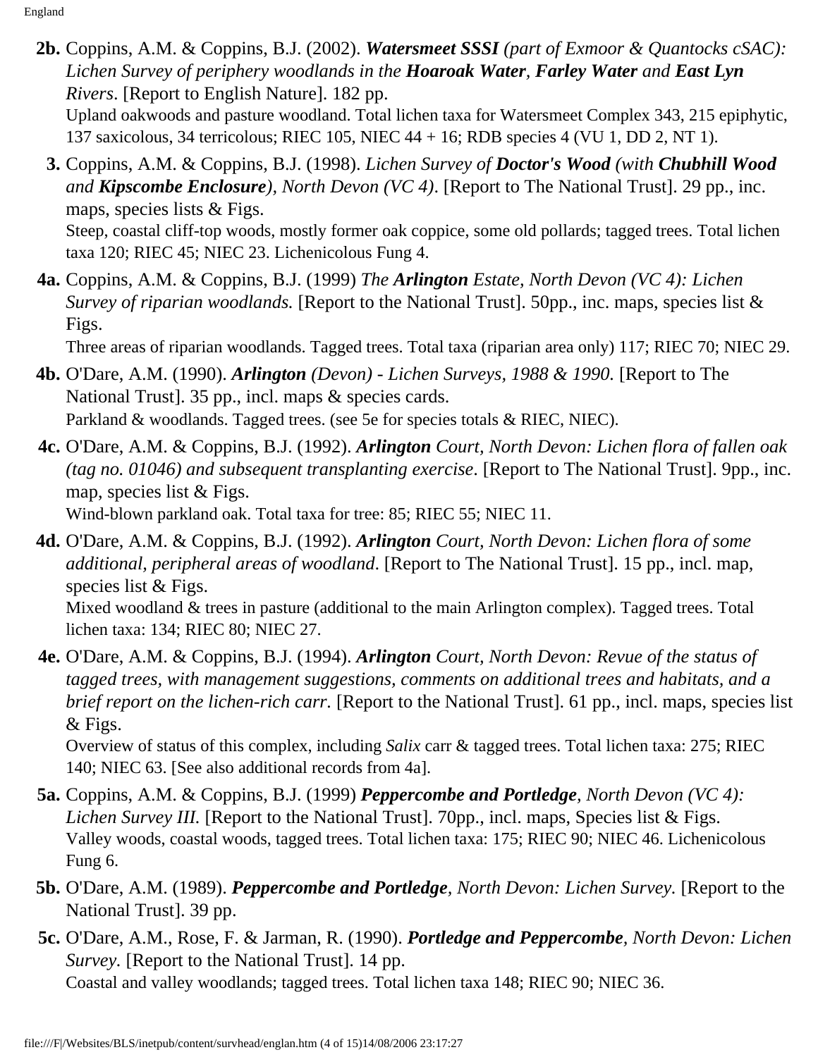**2b.** Coppins, A.M. & Coppins, B.J. (2002). ***Watersmeet SSSI*** *(part of Exmoor & Quantocks cSAC): Lichen Survey of periphery woodlands in the **Hoaroak Water**, **Farley Water** and **East Lyn** Rivers*. [Report to English Nature]. 182 pp.
Upland oakwoods and pasture woodland. Total lichen taxa for Watersmeet Complex 343, 215 epiphytic, 137 saxicolous, 34 terricolous; RIEC 105, NIEC 44 + 16; RDB species 4 (VU 1, DD 2, NT 1).

**3.** Coppins, A.M. & Coppins, B.J. (1998). *Lichen Survey of **Doctor's Wood** (with **Chubhill Wood** and **Kipscombe Enclosure**), North Devon (VC 4)*. [Report to The National Trust]. 29 pp., inc. maps, species lists & Figs.
Steep, coastal cliff-top woods, mostly former oak coppice, some old pollards; tagged trees. Total lichen taxa 120; RIEC 45; NIEC 23. Lichenicolous Fung 4.

**4a.** Coppins, A.M. & Coppins, B.J. (1999) *The **Arlington** Estate, North Devon (VC 4): Lichen Survey of riparian woodlands.* [Report to the National Trust]. 50pp., inc. maps, species list & Figs.
Three areas of riparian woodlands. Tagged trees. Total taxa (riparian area only) 117; RIEC 70; NIEC 29.

**4b.** O'Dare, A.M. (1990). ***Arlington** (Devon) - Lichen Surveys, 1988 & 1990.* [Report to The National Trust]. 35 pp., incl. maps & species cards.
Parkland & woodlands. Tagged trees. (see 5e for species totals & RIEC, NIEC).

**4c.** O'Dare, A.M. & Coppins, B.J. (1992). ***Arlington** Court, North Devon: Lichen flora of fallen oak (tag no. 01046) and subsequent transplanting exercise*. [Report to The National Trust]. 9pp., inc. map, species list & Figs.
Wind-blown parkland oak. Total taxa for tree: 85; RIEC 55; NIEC 11.

**4d.** O'Dare, A.M. & Coppins, B.J. (1992). ***Arlington** Court, North Devon: Lichen flora of some additional, peripheral areas of woodland*. [Report to The National Trust]. 15 pp., incl. map, species list & Figs.
Mixed woodland & trees in pasture (additional to the main Arlington complex). Tagged trees. Total lichen taxa: 134; RIEC 80; NIEC 27.

**4e.** O'Dare, A.M. & Coppins, B.J. (1994). ***Arlington** Court, North Devon: Revue of the status of tagged trees, with management suggestions, comments on additional trees and habitats, and a brief report on the lichen-rich carr.* [Report to the National Trust]. 61 pp., incl. maps, species list & Figs.
Overview of status of this complex, including *Salix* carr & tagged trees. Total lichen taxa: 275; RIEC 140; NIEC 63. [See also additional records from 4a].

**5a.** Coppins, A.M. & Coppins, B.J. (1999) ***Peppercombe and Portledge**, North Devon (VC 4): Lichen Survey III.* [Report to the National Trust]. 70pp., incl. maps, Species list & Figs.
Valley woods, coastal woods, tagged trees. Total lichen taxa: 175; RIEC 90; NIEC 46. Lichenicolous Fung 6.

**5b.** O'Dare, A.M. (1989). ***Peppercombe and Portledge**, North Devon: Lichen Survey.* [Report to the National Trust]. 39 pp.

**5c.** O'Dare, A.M., Rose, F. & Jarman, R. (1990). ***Portledge and Peppercombe**, North Devon: Lichen Survey.* [Report to the National Trust]. 14 pp.
Coastal and valley woodlands; tagged trees. Total lichen taxa 148; RIEC 90; NIEC 36.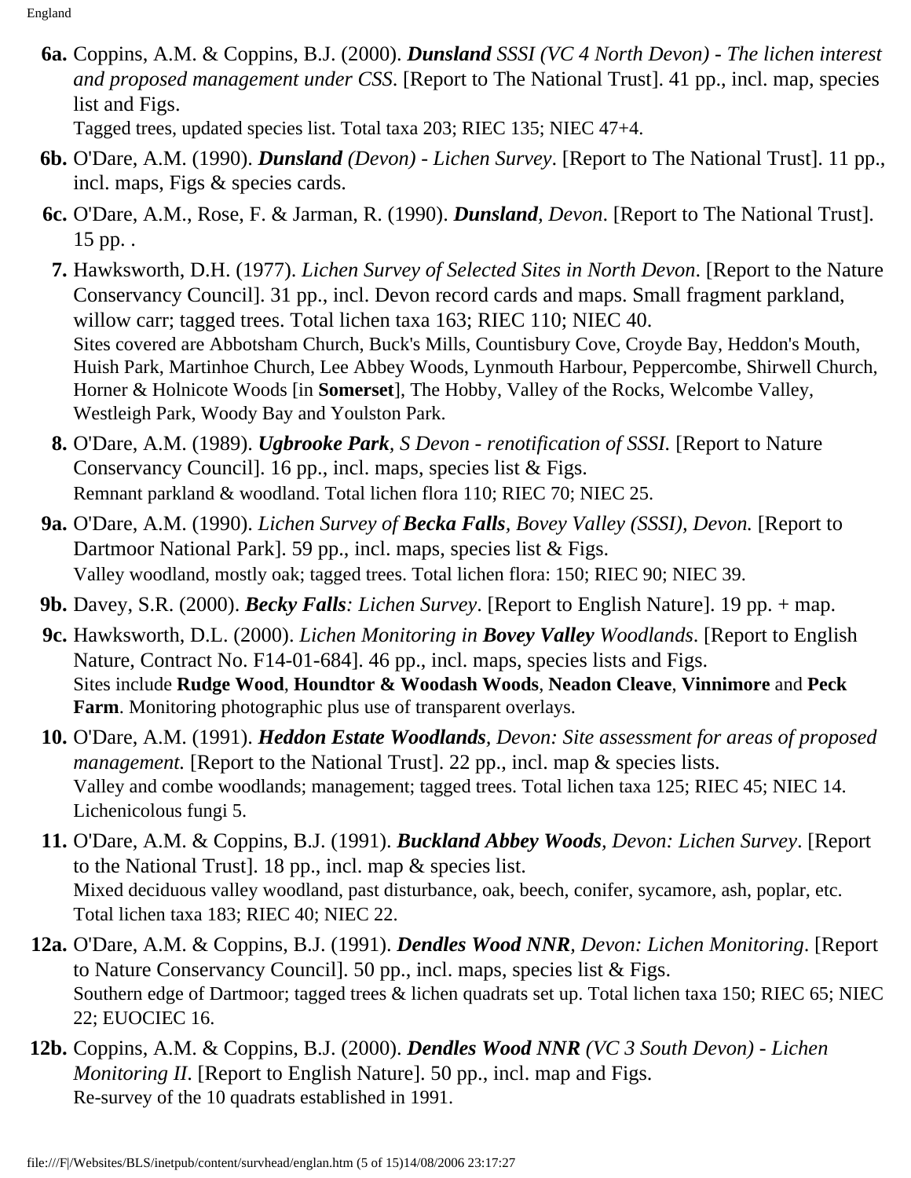**6a.** Coppins, A.M. & Coppins, B.J. (2000). ***Dunsland*** *SSSI (VC 4 North Devon) - The lichen interest and proposed management under CSS*. [Report to The National Trust]. 41 pp., incl. map, species list and Figs.
Tagged trees, updated species list. Total taxa 203; RIEC 135; NIEC 47+4.

**6b.** O'Dare, A.M. (1990). ***Dunsland*** *(Devon) - Lichen Survey*. [Report to The National Trust]. 11 pp., incl. maps, Figs & species cards.

**6c.** O'Dare, A.M., Rose, F. & Jarman, R. (1990). ***Dunsland****, Devon*. [Report to The National Trust]. 15 pp. .

**7.** Hawksworth, D.H. (1977). *Lichen Survey of Selected Sites in North Devon*. [Report to the Nature Conservancy Council]. 31 pp., incl. Devon record cards and maps. Small fragment parkland, willow carr; tagged trees. Total lichen taxa 163; RIEC 110; NIEC 40.
Sites covered are Abbotsham Church, Buck's Mills, Countisbury Cove, Croyde Bay, Heddon's Mouth, Huish Park, Martinhoe Church, Lee Abbey Woods, Lynmouth Harbour, Peppercombe, Shirwell Church, Horner & Holnicote Woods [in **Somerset**], The Hobby, Valley of the Rocks, Welcombe Valley, Westleigh Park, Woody Bay and Youlston Park.

**8.** O'Dare, A.M. (1989). ***Ugbrooke Park****, S Devon - renotification of SSSI.* [Report to Nature Conservancy Council]. 16 pp., incl. maps, species list & Figs.
Remnant parkland & woodland. Total lichen flora 110; RIEC 70; NIEC 25.

**9a.** O'Dare, A.M. (1990). *Lichen Survey of* ***Becka Falls****, Bovey Valley (SSSI), Devon.* [Report to Dartmoor National Park]. 59 pp., incl. maps, species list & Figs.
Valley woodland, mostly oak; tagged trees. Total lichen flora: 150; RIEC 90; NIEC 39.

**9b.** Davey, S.R. (2000). ***Becky Falls****: Lichen Survey*. [Report to English Nature]. 19 pp. + map.

**9c.** Hawksworth, D.L. (2000). *Lichen Monitoring in* ***Bovey Valley*** *Woodlands*. [Report to English Nature, Contract No. F14-01-684]. 46 pp., incl. maps, species lists and Figs.
Sites include **Rudge Wood**, **Houndtor & Woodash Woods**, **Neadon Cleave**, **Vinnimore** and **Peck Farm**. Monitoring photographic plus use of transparent overlays.

**10.** O'Dare, A.M. (1991). ***Heddon Estate Woodlands****, Devon: Site assessment for areas of proposed management.* [Report to the National Trust]. 22 pp., incl. map & species lists.
Valley and combe woodlands; management; tagged trees. Total lichen taxa 125; RIEC 45; NIEC 14. Lichenicolous fungi 5.

**11.** O'Dare, A.M. & Coppins, B.J. (1991). ***Buckland Abbey Woods****, Devon: Lichen Survey*. [Report to the National Trust]. 18 pp., incl. map & species list.
Mixed deciduous valley woodland, past disturbance, oak, beech, conifer, sycamore, ash, poplar, etc. Total lichen taxa 183; RIEC 40; NIEC 22.

**12a.** O'Dare, A.M. & Coppins, B.J. (1991). ***Dendles Wood NNR****, Devon: Lichen Monitoring*. [Report to Nature Conservancy Council]. 50 pp., incl. maps, species list & Figs.
Southern edge of Dartmoor; tagged trees & lichen quadrats set up. Total lichen taxa 150; RIEC 65; NIEC 22; EUOCIEC 16.

**12b.** Coppins, A.M. & Coppins, B.J. (2000). ***Dendles Wood NNR*** *(VC 3 South Devon) - Lichen Monitoring II*. [Report to English Nature]. 50 pp., incl. map and Figs.
Re-survey of the 10 quadrats established in 1991.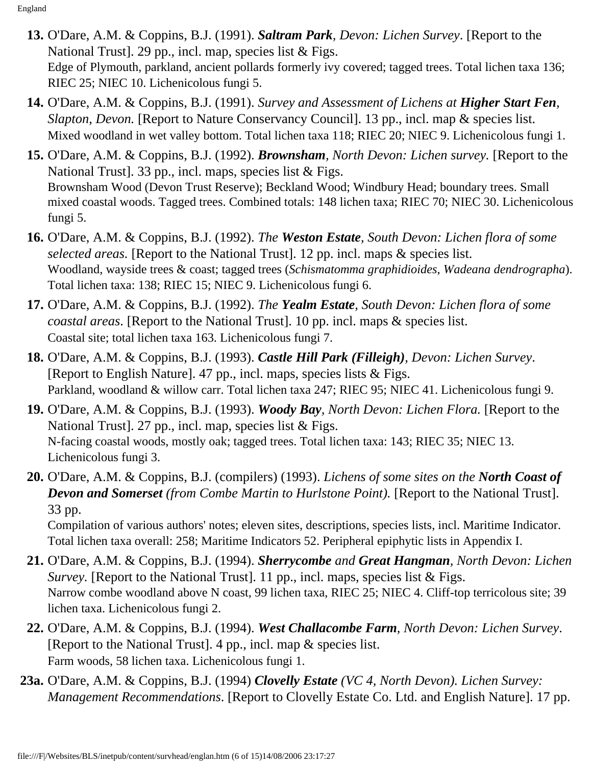**13.** O'Dare, A.M. & Coppins, B.J. (1991). ***Saltram Park**, Devon: Lichen Survey*. [Report to the National Trust]. 29 pp., incl. map, species list & Figs.
Edge of Plymouth, parkland, ancient pollards formerly ivy covered; tagged trees. Total lichen taxa 136; RIEC 25; NIEC 10. Lichenicolous fungi 5.

**14.** O'Dare, A.M. & Coppins, B.J. (1991). *Survey and Assessment of Lichens at **Higher Start Fen**, Slapton, Devon.* [Report to Nature Conservancy Council]. 13 pp., incl. map & species list.
Mixed woodland in wet valley bottom. Total lichen taxa 118; RIEC 20; NIEC 9. Lichenicolous fungi 1.

**15.** O'Dare, A.M. & Coppins, B.J. (1992). ***Brownsham**, North Devon: Lichen survey.* [Report to the National Trust]. 33 pp., incl. maps, species list & Figs.
Brownsham Wood (Devon Trust Reserve); Beckland Wood; Windbury Head; boundary trees. Small mixed coastal woods. Tagged trees. Combined totals: 148 lichen taxa; RIEC 70; NIEC 30. Lichenicolous fungi 5.

**16.** O'Dare, A.M. & Coppins, B.J. (1992). *The **Weston Estate**, South Devon: Lichen flora of some selected areas.* [Report to the National Trust]. 12 pp. incl. maps & species list.
Woodland, wayside trees & coast; tagged trees (*Schismatomma graphidioides*, *Wadeana dendrographa*). Total lichen taxa: 138; RIEC 15; NIEC 9. Lichenicolous fungi 6.

**17.** O'Dare, A.M. & Coppins, B.J. (1992). *The **Yealm Estate**, South Devon: Lichen flora of some coastal areas*. [Report to the National Trust]. 10 pp. incl. maps & species list.
Coastal site; total lichen taxa 163. Lichenicolous fungi 7.

**18.** O'Dare, A.M. & Coppins, B.J. (1993). ***Castle Hill Park (Filleigh)**, Devon: Lichen Survey*. [Report to English Nature]. 47 pp., incl. maps, species lists & Figs.
Parkland, woodland & willow carr. Total lichen taxa 247; RIEC 95; NIEC 41. Lichenicolous fungi 9.

**19.** O'Dare, A.M. & Coppins, B.J. (1993). ***Woody Bay**, North Devon: Lichen Flora.* [Report to the National Trust]. 27 pp., incl. map, species list & Figs.
N-facing coastal woods, mostly oak; tagged trees. Total lichen taxa: 143; RIEC 35; NIEC 13. Lichenicolous fungi 3.

**20.** O'Dare, A.M. & Coppins, B.J. (compilers) (1993). *Lichens of some sites on the **North Coast of Devon and Somerset** (from Combe Martin to Hurlstone Point).* [Report to the National Trust]. 33 pp.
Compilation of various authors' notes; eleven sites, descriptions, species lists, incl. Maritime Indicator. Total lichen taxa overall: 258; Maritime Indicators 52. Peripheral epiphytic lists in Appendix I.

**21.** O'Dare, A.M. & Coppins, B.J. (1994). ***Sherrycombe** and **Great Hangman**, North Devon: Lichen Survey.* [Report to the National Trust]. 11 pp., incl. maps, species list & Figs.
Narrow combe woodland above N coast, 99 lichen taxa, RIEC 25; NIEC 4. Cliff-top terricolous site; 39 lichen taxa. Lichenicolous fungi 2.

**22.** O'Dare, A.M. & Coppins, B.J. (1994). ***West Challacombe Farm**, North Devon: Lichen Survey*. [Report to the National Trust]. 4 pp., incl. map & species list.
Farm woods, 58 lichen taxa. Lichenicolous fungi 1.

**23a.** O'Dare, A.M. & Coppins, B.J. (1994) ***Clovelly Estate** (VC 4, North Devon). Lichen Survey: Management Recommendations*. [Report to Clovelly Estate Co. Ltd. and English Nature]. 17 pp.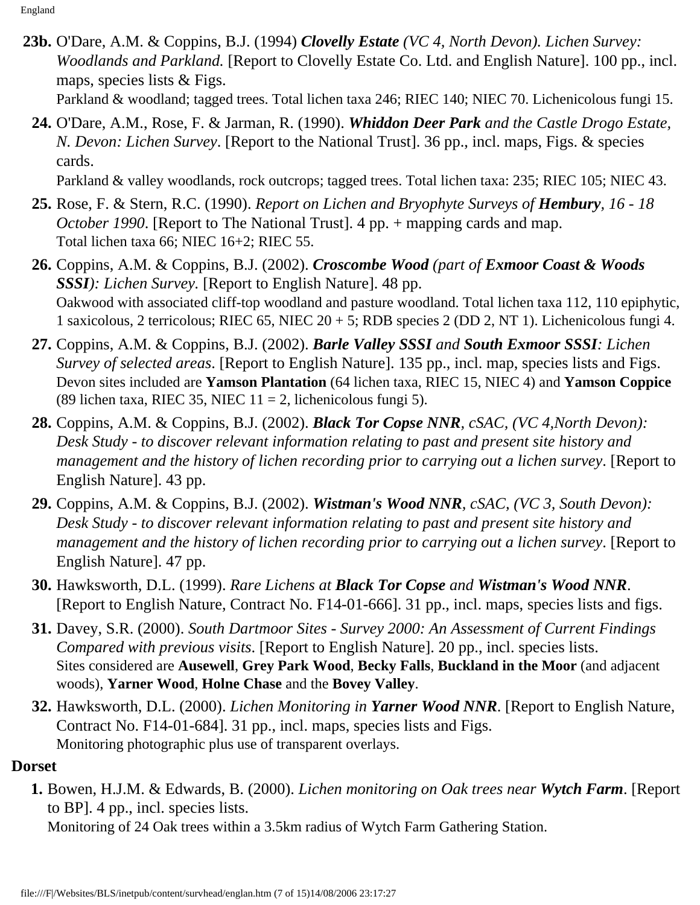**23b.** O'Dare, A.M. & Coppins, B.J. (1994) ***Clovelly Estate*** *(VC 4, North Devon). Lichen Survey: Woodlands and Parkland.* [Report to Clovelly Estate Co. Ltd. and English Nature]. 100 pp., incl. maps, species lists & Figs.
Parkland & woodland; tagged trees. Total lichen taxa 246; RIEC 140; NIEC 70. Lichenicolous fungi 15.

**24.** O'Dare, A.M., Rose, F. & Jarman, R. (1990). ***Whiddon Deer Park*** *and the Castle Drogo Estate, N. Devon: Lichen Survey*. [Report to the National Trust]. 36 pp., incl. maps, Figs. & species cards.
Parkland & valley woodlands, rock outcrops; tagged trees. Total lichen taxa: 235; RIEC 105; NIEC 43.

**25.** Rose, F. & Stern, R.C. (1990). *Report on Lichen and Bryophyte Surveys of* ***Hembury****, 16 - 18 October 1990*. [Report to The National Trust]. 4 pp. + mapping cards and map.
Total lichen taxa 66; NIEC 16+2; RIEC 55.

**26.** Coppins, A.M. & Coppins, B.J. (2002). ***Croscombe Wood*** *(part of* ***Exmoor Coast & Woods SSSI****): Lichen Survey.* [Report to English Nature]. 48 pp.
Oakwood with associated cliff-top woodland and pasture woodland. Total lichen taxa 112, 110 epiphytic, 1 saxicolous, 2 terricolous; RIEC 65, NIEC 20 + 5; RDB species 2 (DD 2, NT 1). Lichenicolous fungi 4.

**27.** Coppins, A.M. & Coppins, B.J. (2002). ***Barle Valley SSSI*** *and* ***South Exmoor SSSI****: Lichen Survey of selected areas*. [Report to English Nature]. 135 pp., incl. map, species lists and Figs.
Devon sites included are **Yamson Plantation** (64 lichen taxa, RIEC 15, NIEC 4) and **Yamson Coppice** (89 lichen taxa, RIEC 35, NIEC 11 = 2, lichenicolous fungi 5).

**28.** Coppins, A.M. & Coppins, B.J. (2002). ***Black Tor Copse NNR****, cSAC, (VC 4,North Devon): Desk Study - to discover relevant information relating to past and present site history and management and the history of lichen recording prior to carrying out a lichen survey*. [Report to English Nature]. 43 pp.

**29.** Coppins, A.M. & Coppins, B.J. (2002). ***Wistman's Wood NNR****, cSAC, (VC 3, South Devon): Desk Study - to discover relevant information relating to past and present site history and management and the history of lichen recording prior to carrying out a lichen survey*. [Report to English Nature]. 47 pp.

**30.** Hawksworth, D.L. (1999). *Rare Lichens at* ***Black Tor Copse*** *and* ***Wistman's Wood NNR***. [Report to English Nature, Contract No. F14-01-666]. 31 pp., incl. maps, species lists and figs.

**31.** Davey, S.R. (2000). *South Dartmoor Sites - Survey 2000: An Assessment of Current Findings Compared with previous visits*. [Report to English Nature]. 20 pp., incl. species lists.
Sites considered are **Ausewell**, **Grey Park Wood**, **Becky Falls**, **Buckland in the Moor** (and adjacent woods), **Yarner Wood**, **Holne Chase** and the **Bovey Valley**.

**32.** Hawksworth, D.L. (2000). *Lichen Monitoring in* ***Yarner Wood NNR***. [Report to English Nature, Contract No. F14-01-684]. 31 pp., incl. maps, species lists and Figs.
Monitoring photographic plus use of transparent overlays.

## Dorset

**1.** Bowen, H.J.M. & Edwards, B. (2000). *Lichen monitoring on Oak trees near* ***Wytch Farm***. [Report to BP]. 4 pp., incl. species lists.
Monitoring of 24 Oak trees within a 3.5km radius of Wytch Farm Gathering Station.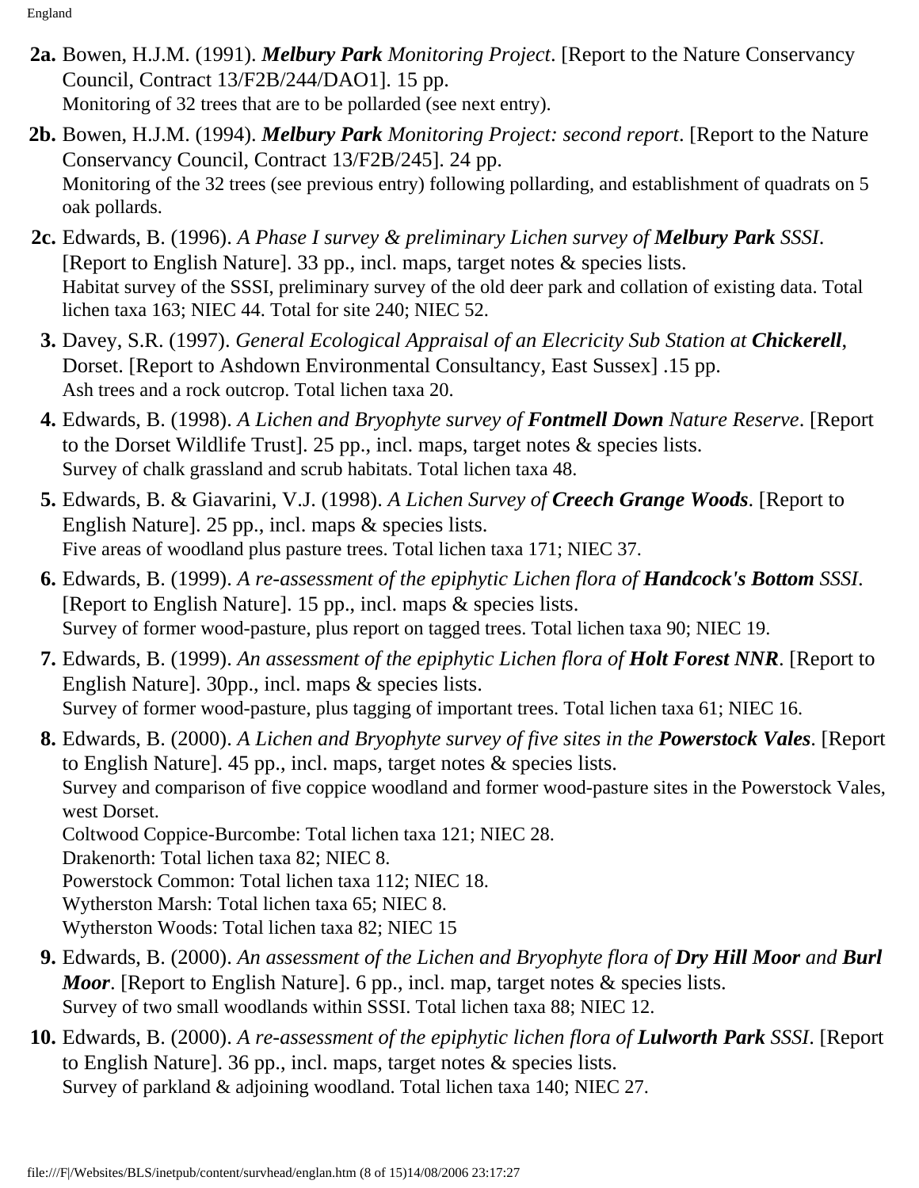**2a.** Bowen, H.J.M. (1991). ***Melbury Park*** *Monitoring Project*. [Report to the Nature Conservancy Council, Contract 13/F2B/244/DAO1]. 15 pp.
Monitoring of 32 trees that are to be pollarded (see next entry).

**2b.** Bowen, H.J.M. (1994). ***Melbury Park*** *Monitoring Project: second report*. [Report to the Nature Conservancy Council, Contract 13/F2B/245]. 24 pp.
Monitoring of the 32 trees (see previous entry) following pollarding, and establishment of quadrats on 5 oak pollards.

**2c.** Edwards, B. (1996). *A Phase I survey & preliminary Lichen survey of* ***Melbury Park*** *SSSI*. [Report to English Nature]. 33 pp., incl. maps, target notes & species lists.
Habitat survey of the SSSI, preliminary survey of the old deer park and collation of existing data. Total lichen taxa 163; NIEC 44. Total for site 240; NIEC 52.

**3.** Davey, S.R. (1997). *General Ecological Appraisal of an Elecricity Sub Station at* ***Chickerell***, Dorset. [Report to Ashdown Environmental Consultancy, East Sussex] .15 pp.
Ash trees and a rock outcrop. Total lichen taxa 20.

**4.** Edwards, B. (1998). *A Lichen and Bryophyte survey of* ***Fontmell Down*** *Nature Reserve*. [Report to the Dorset Wildlife Trust]. 25 pp., incl. maps, target notes & species lists.
Survey of chalk grassland and scrub habitats. Total lichen taxa 48.

**5.** Edwards, B. & Giavarini, V.J. (1998). *A Lichen Survey of* ***Creech Grange Woods***. [Report to English Nature]. 25 pp., incl. maps & species lists.
Five areas of woodland plus pasture trees. Total lichen taxa 171; NIEC 37.

**6.** Edwards, B. (1999). *A re-assessment of the epiphytic Lichen flora of* ***Handcock's Bottom*** *SSSI*. [Report to English Nature]. 15 pp., incl. maps & species lists.
Survey of former wood-pasture, plus report on tagged trees. Total lichen taxa 90; NIEC 19.

**7.** Edwards, B. (1999). *An assessment of the epiphytic Lichen flora of* ***Holt Forest NNR***. [Report to English Nature]. 30pp., incl. maps & species lists.
Survey of former wood-pasture, plus tagging of important trees. Total lichen taxa 61; NIEC 16.

**8.** Edwards, B. (2000). *A Lichen and Bryophyte survey of five sites in the* ***Powerstock Vales***. [Report to English Nature]. 45 pp., incl. maps, target notes & species lists.
Survey and comparison of five coppice woodland and former wood-pasture sites in the Powerstock Vales, west Dorset.
Coltwood Coppice-Burcombe: Total lichen taxa 121; NIEC 28.
Drakenorth: Total lichen taxa 82; NIEC 8.
Powerstock Common: Total lichen taxa 112; NIEC 18.
Wytherston Marsh: Total lichen taxa 65; NIEC 8.
Wytherston Woods: Total lichen taxa 82; NIEC 15

**9.** Edwards, B. (2000). *An assessment of the Lichen and Bryophyte flora of* ***Dry Hill Moor*** *and* ***Burl Moor***. [Report to English Nature]. 6 pp., incl. map, target notes & species lists.
Survey of two small woodlands within SSSI. Total lichen taxa 88; NIEC 12.

**10.** Edwards, B. (2000). *A re-assessment of the epiphytic lichen flora of* ***Lulworth Park*** *SSSI*. [Report to English Nature]. 36 pp., incl. maps, target notes & species lists.
Survey of parkland & adjoining woodland. Total lichen taxa 140; NIEC 27.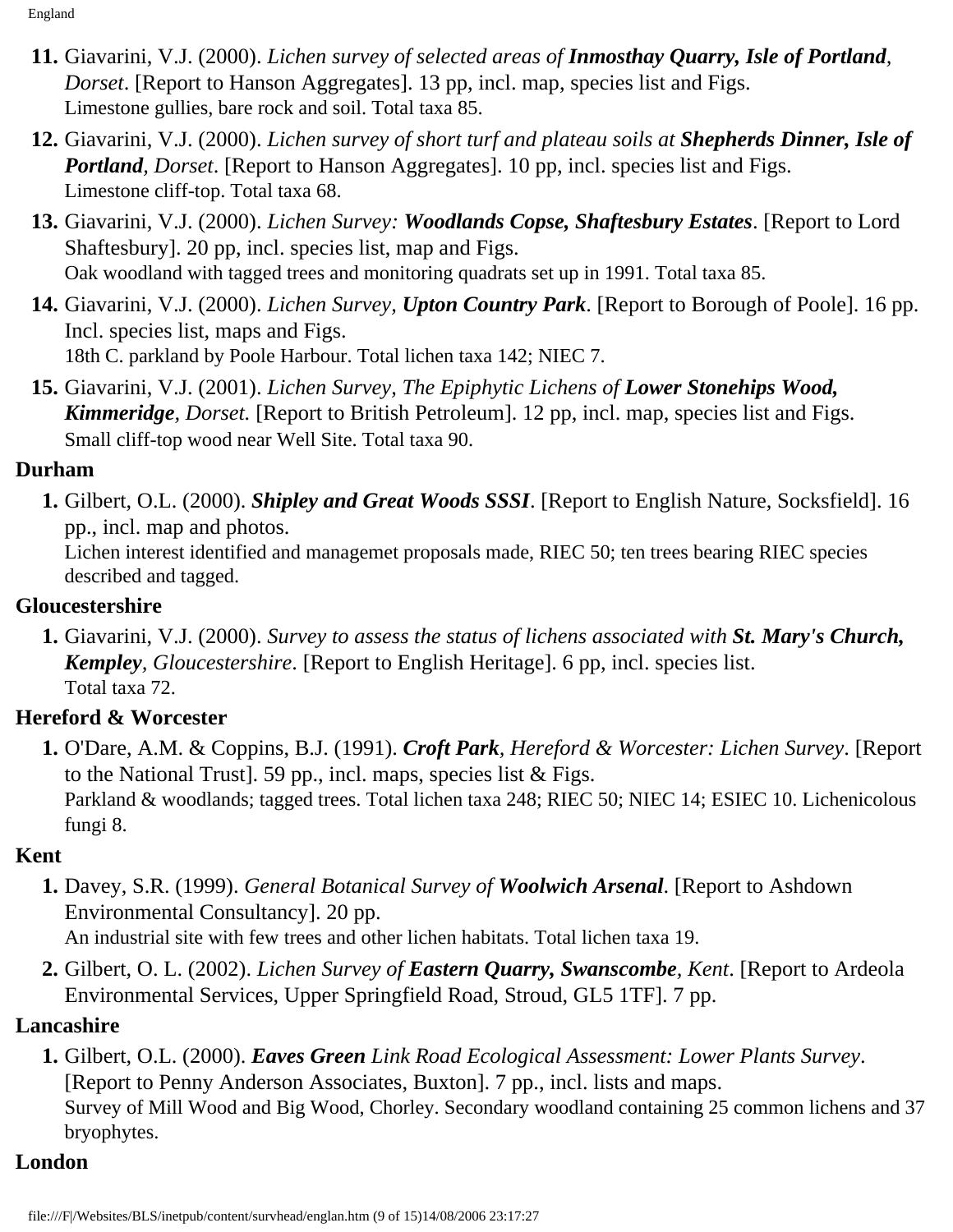11. Giavarini, V.J. (2000). *Lichen survey of selected areas of **Inmosthay Quarry, Isle of Portland**, Dorset*. [Report to Hanson Aggregates]. 13 pp, incl. map, species list and Figs.
    Limestone gullies, bare rock and soil. Total taxa 85.
12. Giavarini, V.J. (2000). *Lichen survey of short turf and plateau soils at **Shepherds Dinner, Isle of Portland**, Dorset*. [Report to Hanson Aggregates]. 10 pp, incl. species list and Figs.
    Limestone cliff-top. Total taxa 68.
13. Giavarini, V.J. (2000). *Lichen Survey: **Woodlands Copse, Shaftesbury Estates***. [Report to Lord Shaftesbury]. 20 pp, incl. species list, map and Figs.
    Oak woodland with tagged trees and monitoring quadrats set up in 1991. Total taxa 85.
14. Giavarini, V.J. (2000). *Lichen Survey, **Upton Country Park***. [Report to Borough of Poole]. 16 pp. Incl. species list, maps and Figs.
    18th C. parkland by Poole Harbour. Total lichen taxa 142; NIEC 7.
15. Giavarini, V.J. (2001). *Lichen Survey, The Epiphytic Lichens of **Lower Stonehips Wood, Kimmeridge**, Dorset.* [Report to British Petroleum]. 12 pp, incl. map, species list and Figs.
    Small cliff-top wood near Well Site. Total taxa 90.

## Durham

1. Gilbert, O.L. (2000). ***Shipley and Great Woods SSSI***. [Report to English Nature, Socksfield]. 16 pp., incl. map and photos.
    Lichen interest identified and managemet proposals made, RIEC 50; ten trees bearing RIEC species described and tagged.

## Gloucestershire

1. Giavarini, V.J. (2000). *Survey to assess the status of lichens associated with **St. Mary's Church, Kempley**, Gloucestershire*. [Report to English Heritage]. 6 pp, incl. species list.
    Total taxa 72.

## Hereford & Worcester

1. O'Dare, A.M. & Coppins, B.J. (1991). ***Croft Park**, Hereford & Worcester: Lichen Survey*. [Report to the National Trust]. 59 pp., incl. maps, species list & Figs.
    Parkland & woodlands; tagged trees. Total lichen taxa 248; RIEC 50; NIEC 14; ESIEC 10. Lichenicolous fungi 8.

## Kent

1. Davey, S.R. (1999). *General Botanical Survey of **Woolwich Arsenal***. [Report to Ashdown Environmental Consultancy]. 20 pp.
    An industrial site with few trees and other lichen habitats. Total lichen taxa 19.
2. Gilbert, O. L. (2002). *Lichen Survey of **Eastern Quarry, Swanscombe**, Kent*. [Report to Ardeola Environmental Services, Upper Springfield Road, Stroud, GL5 1TF]. 7 pp.

## Lancashire

1. Gilbert, O.L. (2000). ***Eaves Green** Link Road Ecological Assessment: Lower Plants Survey*. [Report to Penny Anderson Associates, Buxton]. 7 pp., incl. lists and maps.
    Survey of Mill Wood and Big Wood, Chorley. Secondary woodland containing 25 common lichens and 37 bryophytes.

## London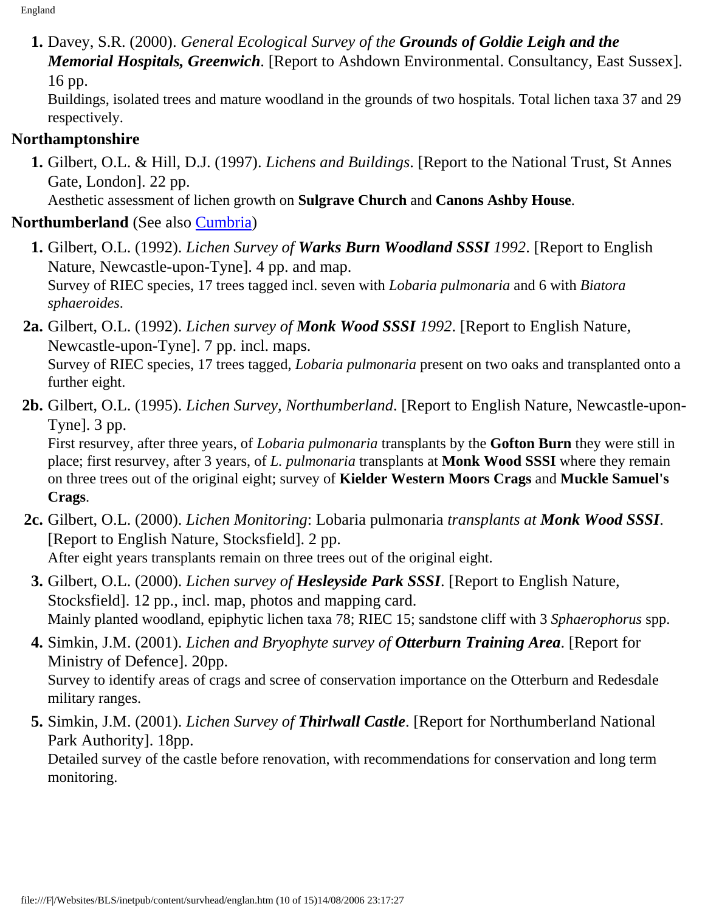1. Davey, S.R. (2000). *General Ecological Survey of the **Grounds of Goldie Leigh and the Memorial Hospitals, Greenwich***. [Report to Ashdown Environmental. Consultancy, East Sussex]. 16 pp.
   Buildings, isolated trees and mature woodland in the grounds of two hospitals. Total lichen taxa 37 and 29 respectively.

### Northamptonshire

1. Gilbert, O.L. & Hill, D.J. (1997). *Lichens and Buildings*. [Report to the National Trust, St Annes Gate, London]. 22 pp.
   Aesthetic assessment of lichen growth on **Sulgrave Church** and **Canons Ashby House**.

### Northumberland (See also Cumbria)

1. Gilbert, O.L. (1992). *Lichen Survey of **Warks Burn Woodland SSSI** 1992*. [Report to English Nature, Newcastle-upon-Tyne]. 4 pp. and map.
   Survey of RIEC species, 17 trees tagged incl. seven with *Lobaria pulmonaria* and 6 with *Biatora sphaeroides*.

**2a.** Gilbert, O.L. (1992). *Lichen survey of **Monk Wood SSSI** 1992*. [Report to English Nature, Newcastle-upon-Tyne]. 7 pp. incl. maps.
Survey of RIEC species, 17 trees tagged, *Lobaria pulmonaria* present on two oaks and transplanted onto a further eight.

**2b.** Gilbert, O.L. (1995). *Lichen Survey, Northumberland*. [Report to English Nature, Newcastle-upon-Tyne]. 3 pp.
First resurvey, after three years, of *Lobaria pulmonaria* transplants by the **Gofton Burn** they were still in place; first resurvey, after 3 years, of *L. pulmonaria* transplants at **Monk Wood SSSI** where they remain on three trees out of the original eight; survey of **Kielder Western Moors Crags** and **Muckle Samuel's Crags**.

**2c.** Gilbert, O.L. (2000). *Lichen Monitoring*: Lobaria pulmonaria *transplants at **Monk Wood SSSI***. [Report to English Nature, Stocksfield]. 2 pp.
After eight years transplants remain on three trees out of the original eight.

3. Gilbert, O.L. (2000). *Lichen survey of **Hesleyside Park SSSI***. [Report to English Nature, Stocksfield]. 12 pp., incl. map, photos and mapping card.
   Mainly planted woodland, epiphytic lichen taxa 78; RIEC 15; sandstone cliff with 3 *Sphaerophorus* spp.
4. Simkin, J.M. (2001). *Lichen and Bryophyte survey of **Otterburn Training Area***. [Report for Ministry of Defence]. 20pp.
   Survey to identify areas of crags and scree of conservation importance on the Otterburn and Redesdale military ranges.
5. Simkin, J.M. (2001). *Lichen Survey of **Thirlwall Castle***. [Report for Northumberland National Park Authority]. 18pp.
   Detailed survey of the castle before renovation, with recommendations for conservation and long term monitoring.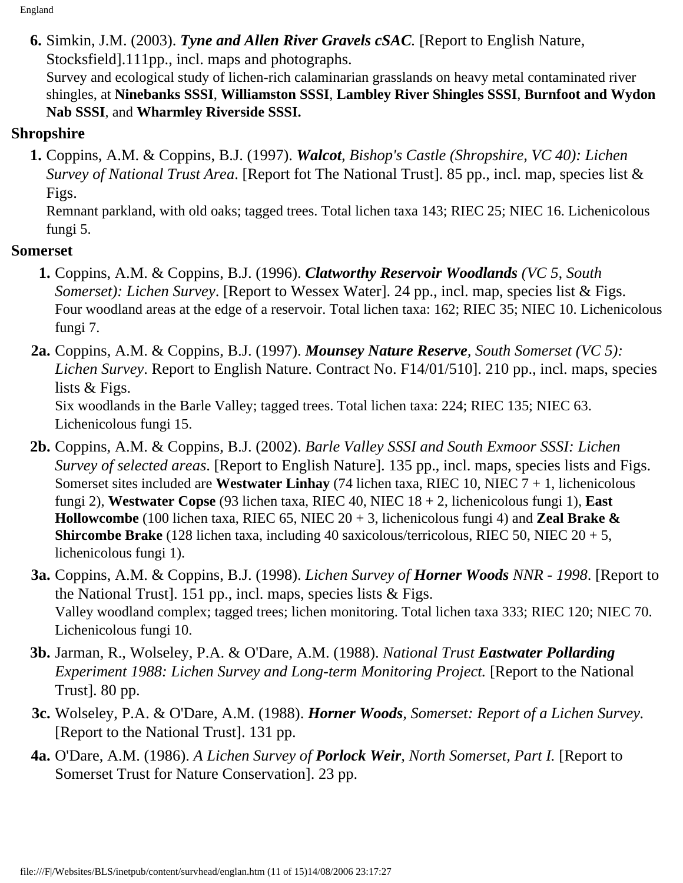6. Simkin, J.M. (2003). ***Tyne and Allen River Gravels cSAC***. [Report to English Nature, Stocksfield].111pp., incl. maps and photographs.
   Survey and ecological study of lichen-rich calaminarian grasslands on heavy metal contaminated river shingles, at **Ninebanks SSSI**, **Williamston SSSI**, **Lambley River Shingles SSSI**, **Burnfoot and Wydon Nab SSSI**, and **Wharmley Riverside SSSI.**

### Shropshire

1. Coppins, A.M. & Coppins, B.J. (1997). ***Walcot**, Bishop's Castle (Shropshire, VC 40): Lichen Survey of National Trust Area*. [Report fot The National Trust]. 85 pp., incl. map, species list & Figs.
   Remnant parkland, with old oaks; tagged trees. Total lichen taxa 143; RIEC 25; NIEC 16. Lichenicolous fungi 5.

### Somerset

1. Coppins, A.M. & Coppins, B.J. (1996). ***Clatworthy Reservoir Woodlands** (VC 5, South Somerset): Lichen Survey*. [Report to Wessex Water]. 24 pp., incl. map, species list & Figs.
   Four woodland areas at the edge of a reservoir. Total lichen taxa: 162; RIEC 35; NIEC 10. Lichenicolous fungi 7.

2a. Coppins, A.M. & Coppins, B.J. (1997). ***Mounsey Nature Reserve**, South Somerset (VC 5): Lichen Survey*. Report to English Nature. Contract No. F14/01/510]. 210 pp., incl. maps, species lists & Figs.
   Six woodlands in the Barle Valley; tagged trees. Total lichen taxa: 224; RIEC 135; NIEC 63. Lichenicolous fungi 15.

2b. Coppins, A.M. & Coppins, B.J. (2002). *Barle Valley SSSI and South Exmoor SSSI: Lichen Survey of selected areas*. [Report to English Nature]. 135 pp., incl. maps, species lists and Figs.
   Somerset sites included are **Westwater Linhay** (74 lichen taxa, RIEC 10, NIEC 7 + 1, lichenicolous fungi 2), **Westwater Copse** (93 lichen taxa, RIEC 40, NIEC 18 + 2, lichenicolous fungi 1), **East Hollowcombe** (100 lichen taxa, RIEC 65, NIEC 20 + 3, lichenicolous fungi 4) and **Zeal Brake & Shircombe Brake** (128 lichen taxa, including 40 saxicolous/terricolous, RIEC 50, NIEC 20 + 5, lichenicolous fungi 1).

3a. Coppins, A.M. & Coppins, B.J. (1998). *Lichen Survey of **Horner Woods** NNR - 1998*. [Report to the National Trust]. 151 pp., incl. maps, species lists & Figs.
   Valley woodland complex; tagged trees; lichen monitoring. Total lichen taxa 333; RIEC 120; NIEC 70. Lichenicolous fungi 10.

3b. Jarman, R., Wolseley, P.A. & O'Dare, A.M. (1988). *National Trust **Eastwater Pollarding** Experiment 1988: Lichen Survey and Long-term Monitoring Project.* [Report to the National Trust]. 80 pp.

3c. Wolseley, P.A. & O'Dare, A.M. (1988). ***Horner Woods**, Somerset: Report of a Lichen Survey.* [Report to the National Trust]. 131 pp.

4a. O'Dare, A.M. (1986). *A Lichen Survey of **Porlock Weir**, North Somerset, Part I.* [Report to Somerset Trust for Nature Conservation]. 23 pp.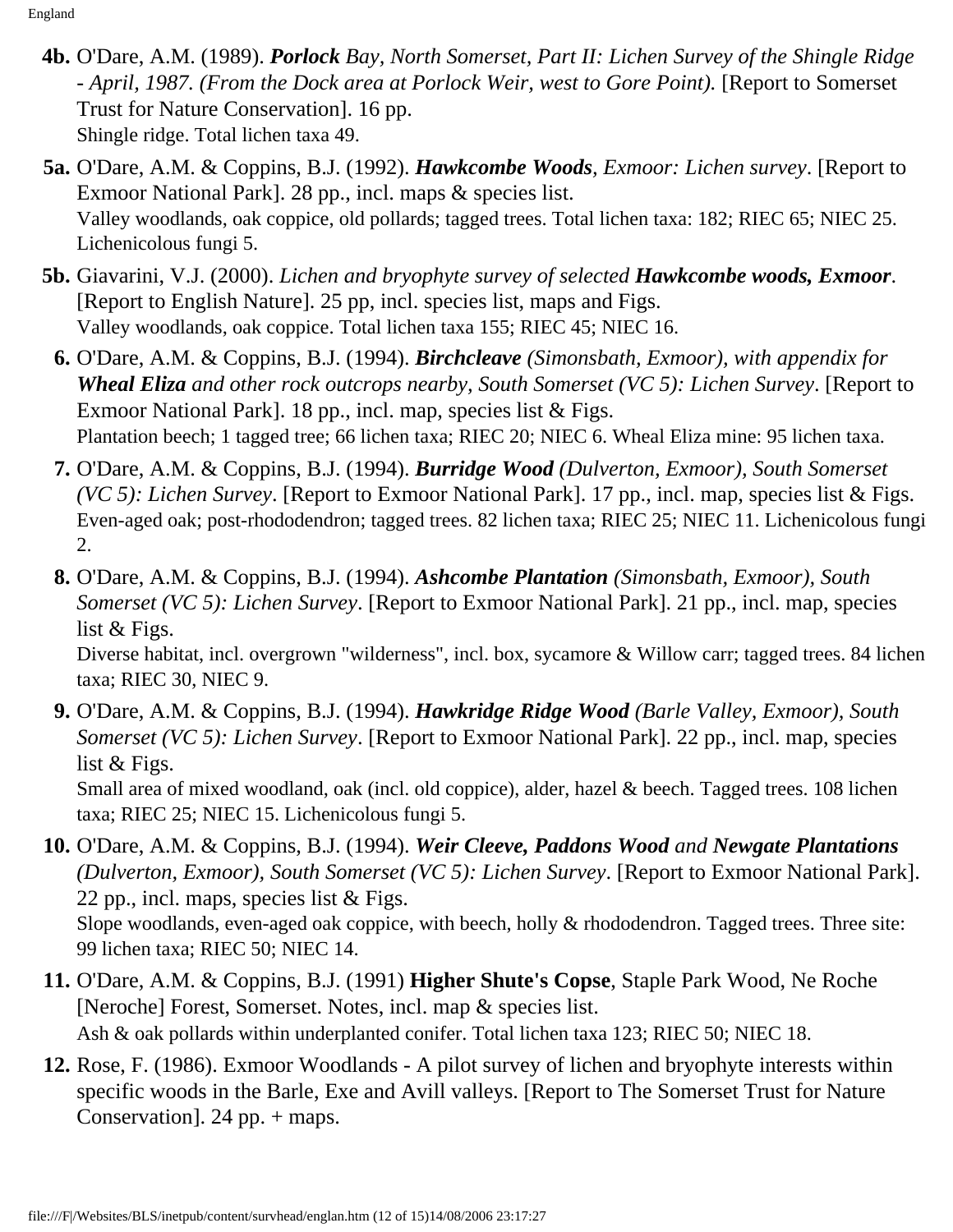**4b.** O'Dare, A.M. (1989). ***Porlock** Bay, North Somerset, Part II: Lichen Survey of the Shingle Ridge - April, 1987. (From the Dock area at Porlock Weir, west to Gore Point).* [Report to Somerset Trust for Nature Conservation]. 16 pp.
Shingle ridge. Total lichen taxa 49.

**5a.** O'Dare, A.M. & Coppins, B.J. (1992). ***Hawkcombe Woods**, Exmoor: Lichen survey*. [Report to Exmoor National Park]. 28 pp., incl. maps & species list.
Valley woodlands, oak coppice, old pollards; tagged trees. Total lichen taxa: 182; RIEC 65; NIEC 25. Lichenicolous fungi 5.

**5b.** Giavarini, V.J. (2000). *Lichen and bryophyte survey of selected **Hawkcombe woods, Exmoor***. [Report to English Nature]. 25 pp, incl. species list, maps and Figs.
Valley woodlands, oak coppice. Total lichen taxa 155; RIEC 45; NIEC 16.

**6.** O'Dare, A.M. & Coppins, B.J. (1994). ***Birchcleave** (Simonsbath, Exmoor), with appendix for **Wheal Eliza** and other rock outcrops nearby, South Somerset (VC 5): Lichen Survey*. [Report to Exmoor National Park]. 18 pp., incl. map, species list & Figs.
Plantation beech; 1 tagged tree; 66 lichen taxa; RIEC 20; NIEC 6. Wheal Eliza mine: 95 lichen taxa.

**7.** O'Dare, A.M. & Coppins, B.J. (1994). ***Burridge Wood** (Dulverton, Exmoor), South Somerset (VC 5): Lichen Survey*. [Report to Exmoor National Park]. 17 pp., incl. map, species list & Figs.
Even-aged oak; post-rhododendron; tagged trees. 82 lichen taxa; RIEC 25; NIEC 11. Lichenicolous fungi 2.

**8.** O'Dare, A.M. & Coppins, B.J. (1994). ***Ashcombe Plantation** (Simonsbath, Exmoor), South Somerset (VC 5): Lichen Survey*. [Report to Exmoor National Park]. 21 pp., incl. map, species list & Figs.
Diverse habitat, incl. overgrown "wilderness", incl. box, sycamore & Willow carr; tagged trees. 84 lichen taxa; RIEC 30, NIEC 9.

**9.** O'Dare, A.M. & Coppins, B.J. (1994). ***Hawkridge Ridge Wood** (Barle Valley, Exmoor), South Somerset (VC 5): Lichen Survey*. [Report to Exmoor National Park]. 22 pp., incl. map, species list & Figs.
Small area of mixed woodland, oak (incl. old coppice), alder, hazel & beech. Tagged trees. 108 lichen taxa; RIEC 25; NIEC 15. Lichenicolous fungi 5.

**10.** O'Dare, A.M. & Coppins, B.J. (1994). ***Weir Cleeve, Paddons Wood** and **Newgate Plantations** (Dulverton, Exmoor), South Somerset (VC 5): Lichen Survey*. [Report to Exmoor National Park]. 22 pp., incl. maps, species list & Figs.
Slope woodlands, even-aged oak coppice, with beech, holly & rhododendron. Tagged trees. Three site: 99 lichen taxa; RIEC 50; NIEC 14.

**11.** O'Dare, A.M. & Coppins, B.J. (1991) **Higher Shute's Copse**, Staple Park Wood, Ne Roche [Neroche] Forest, Somerset. Notes, incl. map & species list.
Ash & oak pollards within underplanted conifer. Total lichen taxa 123; RIEC 50; NIEC 18.

**12.** Rose, F. (1986). Exmoor Woodlands - A pilot survey of lichen and bryophyte interests within specific woods in the Barle, Exe and Avill valleys. [Report to The Somerset Trust for Nature Conservation]. 24 pp. + maps.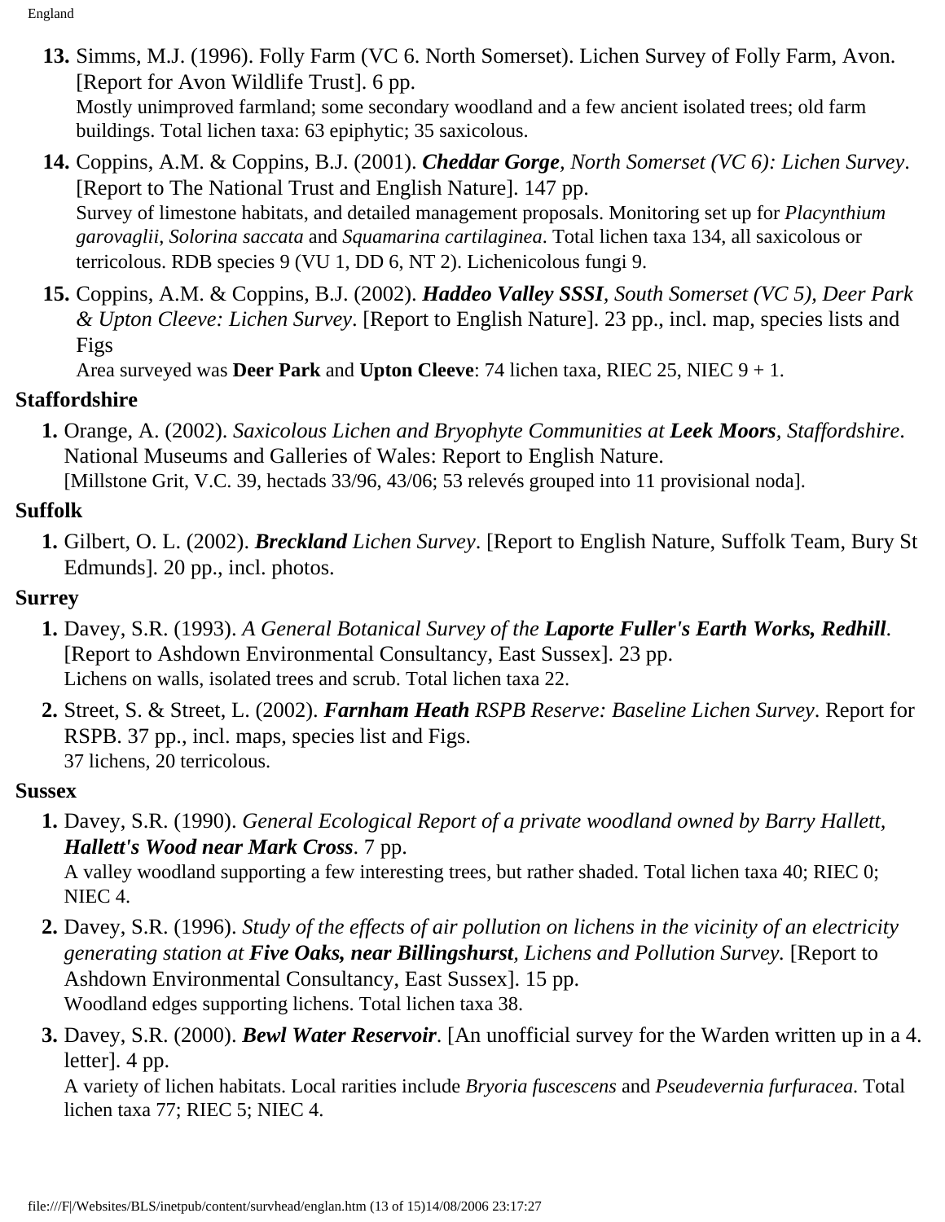13. Simms, M.J. (1996). Folly Farm (VC 6. North Somerset). Lichen Survey of Folly Farm, Avon. [Report for Avon Wildlife Trust]. 6 pp.
    Mostly unimproved farmland; some secondary woodland and a few ancient isolated trees; old farm buildings. Total lichen taxa: 63 epiphytic; 35 saxicolous.
14. Coppins, A.M. & Coppins, B.J. (2001). ***Cheddar Gorge**, North Somerset (VC 6): Lichen Survey*. [Report to The National Trust and English Nature]. 147 pp.
    Survey of limestone habitats, and detailed management proposals. Monitoring set up for *Placynthium garovaglii*, *Solorina saccata* and *Squamarina cartilaginea*. Total lichen taxa 134, all saxicolous or terricolous. RDB species 9 (VU 1, DD 6, NT 2). Lichenicolous fungi 9.
15. Coppins, A.M. & Coppins, B.J. (2002). ***Haddeo Valley SSSI**, South Somerset (VC 5), Deer Park & Upton Cleeve: Lichen Survey*. [Report to English Nature]. 23 pp., incl. map, species lists and Figs
    Area surveyed was **Deer Park** and **Upton Cleeve**: 74 lichen taxa, RIEC 25, NIEC 9 + 1.

**Staffordshire**

1. Orange, A. (2002). *Saxicolous Lichen and Bryophyte Communities at **Leek Moors**, Staffordshire*. National Museums and Galleries of Wales: Report to English Nature.
   [Millstone Grit, V.C. 39, hectads 33/96, 43/06; 53 relevés grouped into 11 provisional noda].

**Suffolk**

1. Gilbert, O. L. (2002). ***Breckland** Lichen Survey*. [Report to English Nature, Suffolk Team, Bury St Edmunds]. 20 pp., incl. photos.

**Surrey**

1. Davey, S.R. (1993). *A General Botanical Survey of the **Laporte Fuller's Earth Works, Redhill***. [Report to Ashdown Environmental Consultancy, East Sussex]. 23 pp.
   Lichens on walls, isolated trees and scrub. Total lichen taxa 22.
2. Street, S. & Street, L. (2002). ***Farnham Heath** RSPB Reserve: Baseline Lichen Survey*. Report for RSPB. 37 pp., incl. maps, species list and Figs.
   37 lichens, 20 terricolous.

**Sussex**

1. Davey, S.R. (1990). *General Ecological Report of a private woodland owned by Barry Hallett, **Hallett's Wood near Mark Cross***. 7 pp.
   A valley woodland supporting a few interesting trees, but rather shaded. Total lichen taxa 40; RIEC 0; NIEC 4.
2. Davey, S.R. (1996). *Study of the effects of air pollution on lichens in the vicinity of an electricity generating station at **Five Oaks, near Billingshurst**, Lichens and Pollution Survey.* [Report to Ashdown Environmental Consultancy, East Sussex]. 15 pp.
   Woodland edges supporting lichens. Total lichen taxa 38.
3. Davey, S.R. (2000). ***Bewl Water Reservoir***. [An unofficial survey for the Warden written up in a 4. letter]. 4 pp.
   A variety of lichen habitats. Local rarities include *Bryoria fuscescens* and *Pseudevernia furfuracea*. Total lichen taxa 77; RIEC 5; NIEC 4.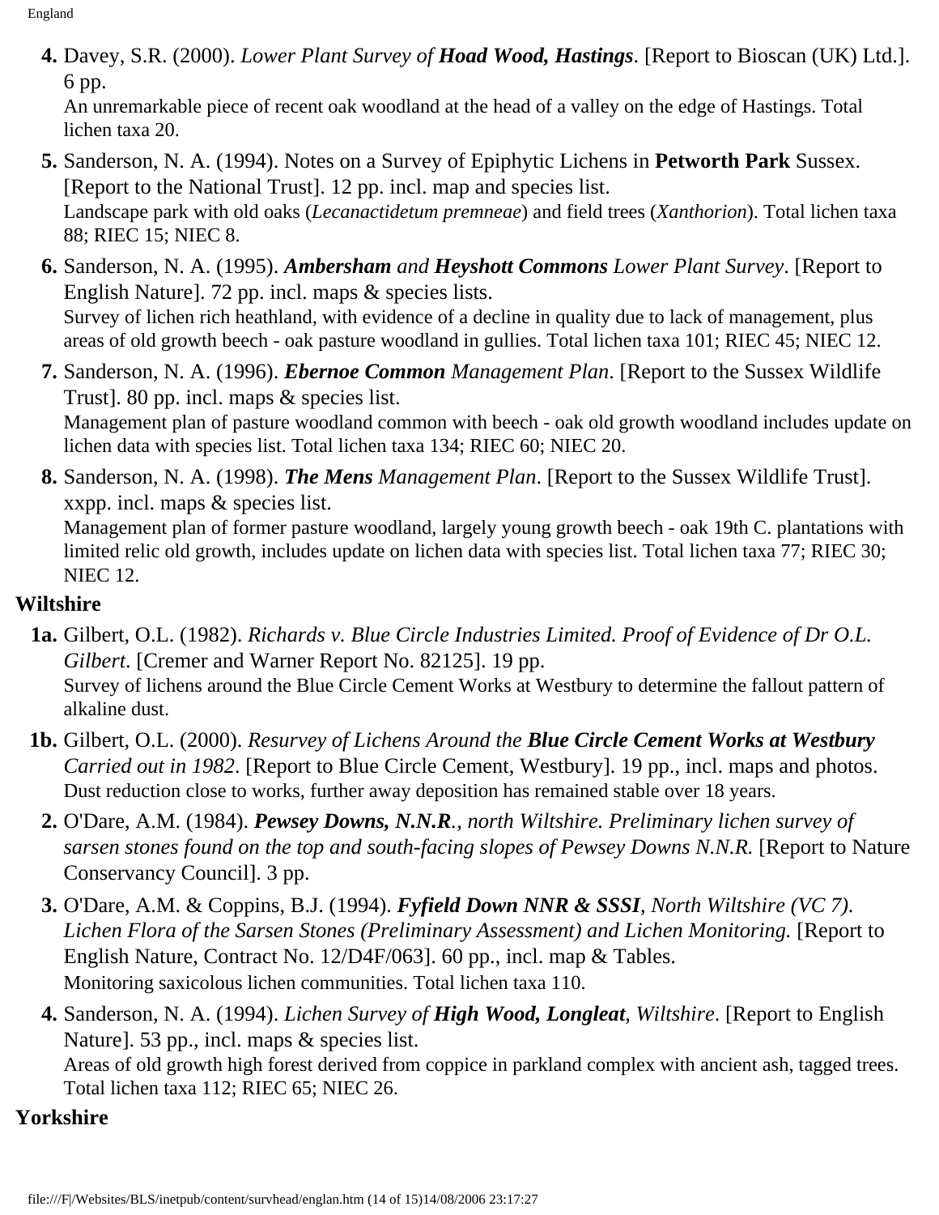4. Davey, S.R. (2000). *Lower Plant Survey of **Hoad Wood, Hastings***. [Report to Bioscan (UK) Ltd.]. 6 pp.
   An unremarkable piece of recent oak woodland at the head of a valley on the edge of Hastings. Total lichen taxa 20.

5. Sanderson, N. A. (1994). Notes on a Survey of Epiphytic Lichens in **Petworth Park** Sussex. [Report to the National Trust]. 12 pp. incl. map and species list.
   Landscape park with old oaks (*Lecanactidetum premneae*) and field trees (*Xanthorion*). Total lichen taxa 88; RIEC 15; NIEC 8.

6. Sanderson, N. A. (1995). ***Ambersham** and **Heyshott Commons** Lower Plant Survey*. [Report to English Nature]. 72 pp. incl. maps & species lists.
   Survey of lichen rich heathland, with evidence of a decline in quality due to lack of management, plus areas of old growth beech - oak pasture woodland in gullies. Total lichen taxa 101; RIEC 45; NIEC 12.

7. Sanderson, N. A. (1996). ***Ebernoe Common** Management Plan*. [Report to the Sussex Wildlife Trust]. 80 pp. incl. maps & species list.
   Management plan of pasture woodland common with beech - oak old growth woodland includes update on lichen data with species list. Total lichen taxa 134; RIEC 60; NIEC 20.

8. Sanderson, N. A. (1998). ***The Mens** Management Plan*. [Report to the Sussex Wildlife Trust]. xxpp. incl. maps & species list.
   Management plan of former pasture woodland, largely young growth beech - oak 19th C. plantations with limited relic old growth, includes update on lichen data with species list. Total lichen taxa 77; RIEC 30; NIEC 12.

**Wiltshire**

**1a.** Gilbert, O.L. (1982). *Richards v. Blue Circle Industries Limited. Proof of Evidence of Dr O.L. Gilbert*. [Cremer and Warner Report No. 82125]. 19 pp.
   Survey of lichens around the Blue Circle Cement Works at Westbury to determine the fallout pattern of alkaline dust.

**1b.** Gilbert, O.L. (2000). *Resurvey of Lichens Around the **Blue Circle Cement Works at Westbury** Carried out in 1982*. [Report to Blue Circle Cement, Westbury]. 19 pp., incl. maps and photos.
   Dust reduction close to works, further away deposition has remained stable over 18 years.

**2.** O'Dare, A.M. (1984). ***Pewsey Downs, N.N.R.**, north Wiltshire. Preliminary lichen survey of sarsen stones found on the top and south-facing slopes of Pewsey Downs N.N.R.* [Report to Nature Conservancy Council]. 3 pp.

**3.** O'Dare, A.M. & Coppins, B.J. (1994). ***Fyfield Down NNR & SSSI**, North Wiltshire (VC 7). Lichen Flora of the Sarsen Stones (Preliminary Assessment) and Lichen Monitoring.* [Report to English Nature, Contract No. 12/D4F/063]. 60 pp., incl. map & Tables.
   Monitoring saxicolous lichen communities. Total lichen taxa 110.

**4.** Sanderson, N. A. (1994). *Lichen Survey of **High Wood, Longleat**, Wiltshire*. [Report to English Nature]. 53 pp., incl. maps & species list.
   Areas of old growth high forest derived from coppice in parkland complex with ancient ash, tagged trees. Total lichen taxa 112; RIEC 65; NIEC 26.

**Yorkshire**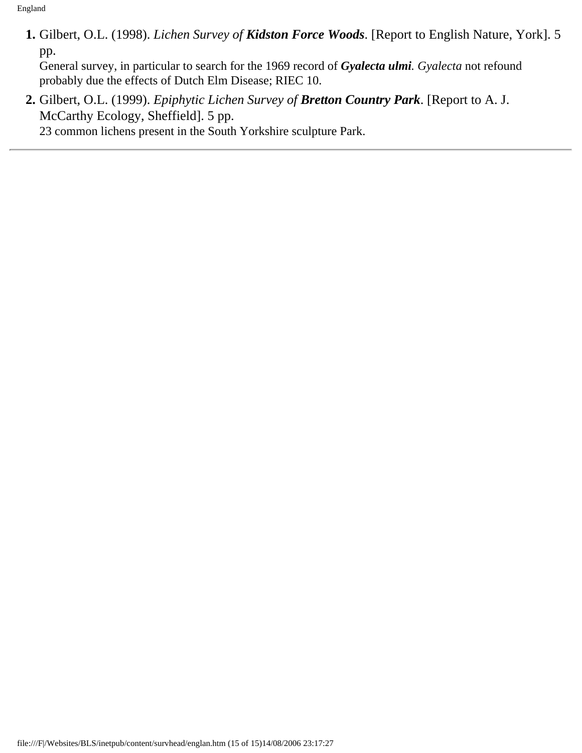1. Gilbert, O.L. (1998). *Lichen Survey of* ***Kidston Force Woods***. [Report to English Nature, York]. 5 pp.
   General survey, in particular to search for the 1969 record of ***Gyalecta ulmi***. *Gyalecta* not refound probably due the effects of Dutch Elm Disease; RIEC 10.
2. Gilbert, O.L. (1999). *Epiphytic Lichen Survey of* ***Bretton Country Park***. [Report to A. J. McCarthy Ecology, Sheffield]. 5 pp.
   23 common lichens present in the South Yorkshire sculpture Park.

---